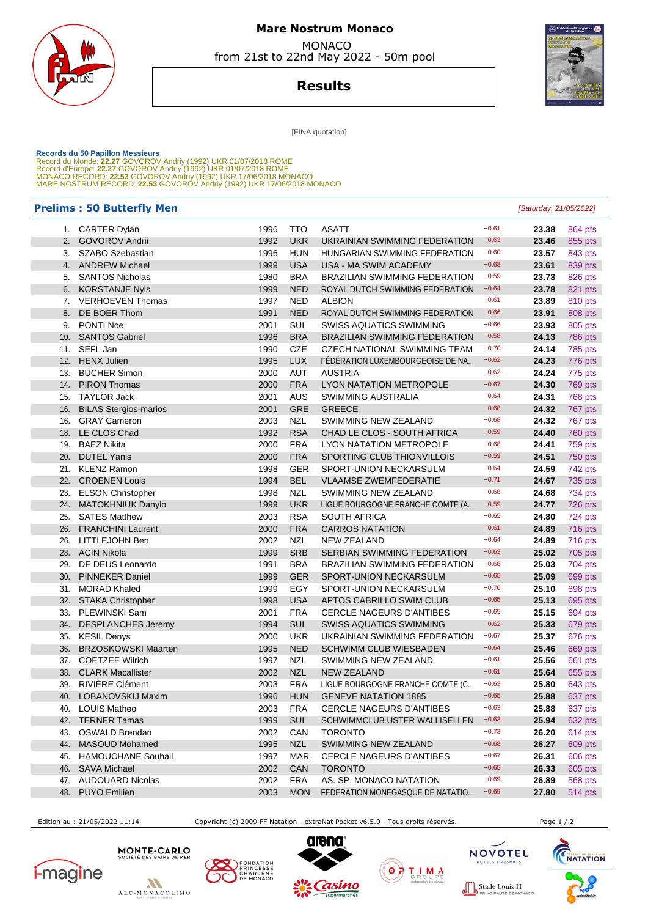# Mare Nostrum Monaco

MONACO
from 21st to 22nd May 2022 - 50m pool

## Results

[FINA quotation]

**Records du 50 Papillon Messieurs**
Record du Monde: **22.27** GOVOROV Andriy (1992) UKR 01/07/2018 ROME
Record d'Europe: **22.27** GOVOROV Andriy (1992) UKR 01/07/2018 ROME
MONACO RECORD: **22.53** GOVOROV Andriy (1992) UKR 17/06/2018 MONACO
MARE NOSTRUM RECORD: **22.53** GOVOROV Andriy (1992) UKR 17/06/2018 MONACO

### Prelims : 50 Butterfly Men

*[Saturday, 21/05/2022]*

| Rank | Name | YOB | Nat | Club | RT | Time | Points |
|---|---|---|---|---|---|---|---|
| 1. | CARTER Dylan | 1996 | TTO | ASATT | +0.61 | **23.38** | 864 pts |
| 2. | GOVOROV Andrii | 1992 | UKR | UKRAINIAN SWIMMING FEDERATION | +0.63 | **23.46** | 855 pts |
| 3. | SZABO Szebastian | 1996 | HUN | HUNGARIAN SWIMMING FEDERATION | +0.60 | **23.57** | 843 pts |
| 4. | ANDREW Michael | 1999 | USA | USA - MA SWIM ACADEMY | +0.68 | **23.61** | 839 pts |
| 5. | SANTOS Nicholas | 1980 | BRA | BRAZILIAN SWIMMING FEDERATION | +0.59 | **23.73** | 826 pts |
| 6. | KORSTANJE Nyls | 1999 | NED | ROYAL DUTCH SWIMMING FEDERATION | +0.64 | **23.78** | 821 pts |
| 7. | VERHOEVEN Thomas | 1997 | NED | ALBION | +0.61 | **23.89** | 810 pts |
| 8. | DE BOER Thom | 1991 | NED | ROYAL DUTCH SWIMMING FEDERATION | +0.66 | **23.91** | 808 pts |
| 9. | PONTI Noe | 2001 | SUI | SWISS AQUATICS SWIMMING | +0.66 | **23.93** | 805 pts |
| 10. | SANTOS Gabriel | 1996 | BRA | BRAZILIAN SWIMMING FEDERATION | +0.58 | **24.13** | 786 pts |
| 11. | SEFL Jan | 1990 | CZE | CZECH NATIONAL SWIMMING TEAM | +0.70 | **24.14** | 785 pts |
| 12. | HENX Julien | 1995 | LUX | FÉDÉRATION LUXEMBOURGEOISE DE NA... | +0.62 | **24.23** | 776 pts |
| 13. | BUCHER Simon | 2000 | AUT | AUSTRIA | +0.62 | **24.24** | 775 pts |
| 14. | PIRON Thomas | 2000 | FRA | LYON NATATION METROPOLE | +0.67 | **24.30** | 769 pts |
| 15. | TAYLOR Jack | 2001 | AUS | SWIMMING AUSTRALIA | +0.64 | **24.31** | 768 pts |
| 16. | BILAS Stergios-marios | 2001 | GRE | GREECE | +0.68 | **24.32** | 767 pts |
| 16. | GRAY Cameron | 2003 | NZL | SWIMMING NEW ZEALAND | +0.68 | **24.32** | 767 pts |
| 18. | LE CLOS Chad | 1992 | RSA | CHAD LE CLOS - SOUTH AFRICA | +0.59 | **24.40** | 760 pts |
| 19. | BAEZ Nikita | 2000 | FRA | LYON NATATION METROPOLE | +0.68 | **24.41** | 759 pts |
| 20. | DUTEL Yanis | 2000 | FRA | SPORTING CLUB THIONVILLOIS | +0.59 | **24.51** | 750 pts |
| 21. | KLENZ Ramon | 1998 | GER | SPORT-UNION NECKARSULM | +0.64 | **24.59** | 742 pts |
| 22. | CROENEN Louis | 1994 | BEL | VLAAMSE ZWEMFEDERATIE | +0.71 | **24.67** | 735 pts |
| 23. | ELSON Christopher | 1998 | NZL | SWIMMING NEW ZEALAND | +0.68 | **24.68** | 734 pts |
| 24. | MATOKHNIUK Danylo | 1999 | UKR | LIGUE BOURGOGNE FRANCHE COMTE (A... | +0.59 | **24.77** | 726 pts |
| 25. | SATES Matthew | 2003 | RSA | SOUTH AFRICA | +0.65 | **24.80** | 724 pts |
| 26. | FRANCHINI Laurent | 2000 | FRA | CARROS NATATION | +0.61 | **24.89** | 716 pts |
| 26. | LITTLEJOHN Ben | 2002 | NZL | NEW ZEALAND | +0.64 | **24.89** | 716 pts |
| 28. | ACIN Nikola | 1999 | SRB | SERBIAN SWIMMING FEDERATION | +0.63 | **25.02** | 705 pts |
| 29. | DE DEUS Leonardo | 1991 | BRA | BRAZILIAN SWIMMING FEDERATION | +0.68 | **25.03** | 704 pts |
| 30. | PINNEKER Daniel | 1999 | GER | SPORT-UNION NECKARSULM | +0.65 | **25.09** | 699 pts |
| 31. | MORAD Khaled | 1999 | EGY | SPORT-UNION NECKARSULM | +0.76 | **25.10** | 698 pts |
| 32. | STAKA Christopher | 1998 | USA | APTOS CABRILLO SWIM CLUB | +0.65 | **25.13** | 695 pts |
| 33. | PLEWINSKI Sam | 2001 | FRA | CERCLE NAGEURS D'ANTIBES | +0.65 | **25.15** | 694 pts |
| 34. | DESPLANCHES Jeremy | 1994 | SUI | SWISS AQUATICS SWIMMING | +0.62 | **25.33** | 679 pts |
| 35. | KESIL Denys | 2000 | UKR | UKRAINIAN SWIMMING FEDERATION | +0.67 | **25.37** | 676 pts |
| 36. | BRZOSKOWSKI Maarten | 1995 | NED | SCHWIMM CLUB WIESBADEN | +0.64 | **25.46** | 669 pts |
| 37. | COETZEE Wilrich | 1997 | NZL | SWIMMING NEW ZEALAND | +0.61 | **25.56** | 661 pts |
| 38. | CLARK Macallister | 2002 | NZL | NEW ZEALAND | +0.61 | **25.64** | 655 pts |
| 39. | RIVIÈRE Clément | 2003 | FRA | LIGUE BOURGOGNE FRANCHE COMTE (C... | +0.63 | **25.80** | 643 pts |
| 40. | LOBANOVSKIJ Maxim | 1996 | HUN | GENEVE NATATION 1885 | +0.65 | **25.88** | 637 pts |
| 40. | LOUIS Matheo | 2003 | FRA | CERCLE NAGEURS D'ANTIBES | +0.63 | **25.88** | 637 pts |
| 42. | TERNER Tamas | 1999 | SUI | SCHWIMMCLUB USTER WALLISELLEN | +0.63 | **25.94** | 632 pts |
| 43. | OSWALD Brendan | 2002 | CAN | TORONTO | +0.73 | **26.20** | 614 pts |
| 44. | MASOUD Mohamed | 1995 | NZL | SWIMMING NEW ZEALAND | +0.68 | **26.27** | 609 pts |
| 45. | HAMOUCHANE Souhail | 1997 | MAR | CERCLE NAGEURS D'ANTIBES | +0.67 | **26.31** | 606 pts |
| 46. | SAVA Michael | 2002 | CAN | TORONTO | +0.65 | **26.33** | 605 pts |
| 47. | AUDOUARD Nicolas | 2002 | FRA | AS. SP. MONACO NATATION | +0.69 | **26.89** | 568 pts |
| 48. | PUYO Emilien | 2003 | MON | FEDERATION MONEGASQUE DE NATATIO... | +0.69 | **27.80** | 514 pts |

Edition au : 21/05/2022 11:14 — Copyright (c) 2009 FF Natation - extraNat Pocket v6.5.0 - Tous droits réservés.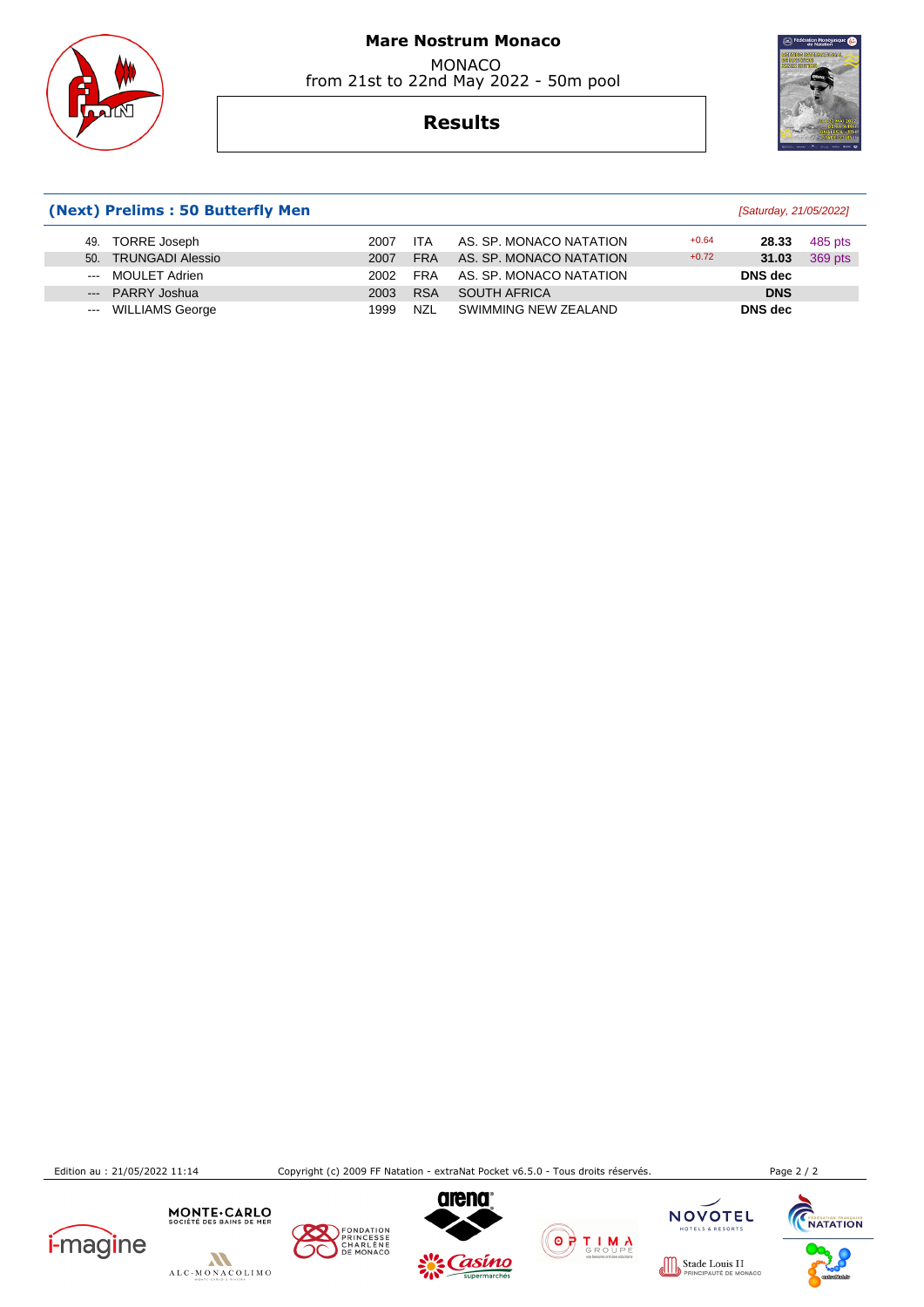**Mare Nostrum Monaco**

MONACO
from 21st to 22nd May 2022 - 50m pool

## Results

### (Next) Prelims : 50 Butterfly Men

*[Saturday, 21/05/2022]*

| | | | | | | | |
|---|---|---|---|---|---|---|---|
| 49. | TORRE Joseph | 2007 | ITA | AS. SP. MONACO NATATION | +0.64 | **28.33** | 485 pts |
| 50. | TRUNGADI Alessio | 2007 | FRA | AS. SP. MONACO NATATION | +0.72 | **31.03** | 369 pts |
| --- | MOULET Adrien | 2002 | FRA | AS. SP. MONACO NATATION | | **DNS dec** | |
| --- | PARRY Joshua | 2003 | RSA | SOUTH AFRICA | | **DNS** | |
| --- | WILLIAMS George | 1999 | NZL | SWIMMING NEW ZEALAND | | **DNS dec** | |

Edition au : 21/05/2022 11:14 Copyright (c) 2009 FF Natation - extraNat Pocket v6.5.0 - Tous droits réservés.